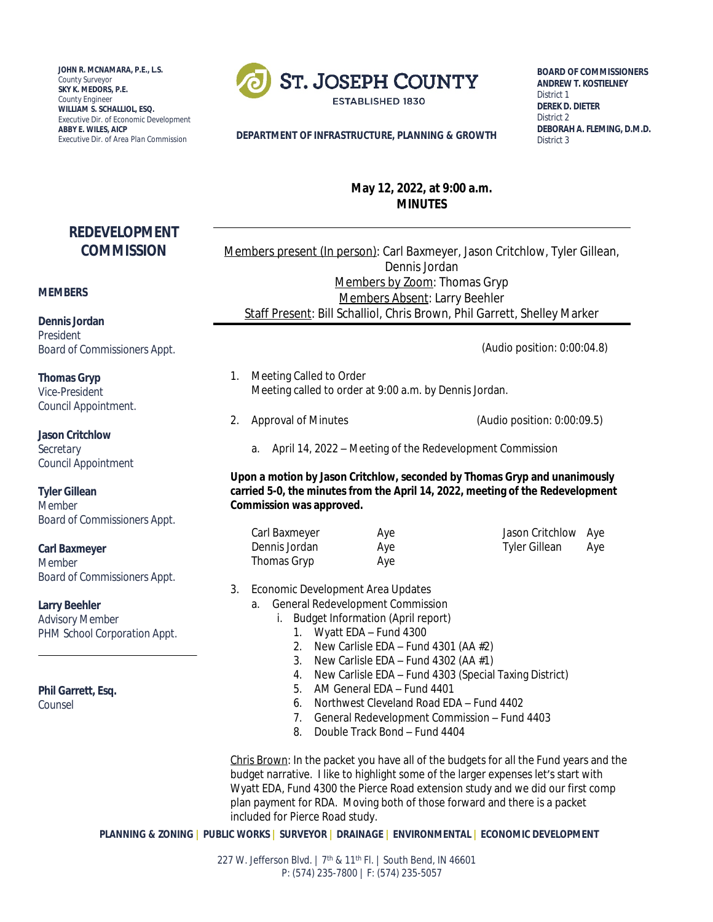JOHN R. MCNAMARA, P.E., L.S.
County Surveyor
SKY K. MEDORS, P.E.
County Engineer
WILLIAM S. SCHALLIOL, ESQ.
Executive Dir. of Economic Development
ABBY E. WILES, AICP
Executive Dir. of Area Plan Commission

ST. JOSEPH COUNTY
ESTABLISHED 1830

DEPARTMENT OF INFRASTRUCTURE, PLANNING & GROWTH

BOARD OF COMMISSIONERS
ANDREW T. KOSTIELNEY
District 1
DEREK D. DIETER
District 2
DEBORAH A. FLEMING, D.M.D.
District 3

**May 12, 2022, at 9:00 a.m.**
**MINUTES**

## REDEVELOPMENT COMMISSION

**MEMBERS**

**Dennis Jordan**
President
Board of Commissioners Appt.

**Thomas Gryp**
Vice-President
Council Appointment.

**Jason Critchlow**
Secretary
Council Appointment

**Tyler Gillean**
Member
Board of Commissioners Appt.

**Carl Baxmeyer**
Member
Board of Commissioners Appt.

**Larry Beehler**
Advisory Member
PHM School Corporation Appt.

**Phil Garrett, Esq.**
Counsel

Members present (In person): Carl Baxmeyer, Jason Critchlow, Tyler Gillean, Dennis Jordan
Members by Zoom: Thomas Gryp
Members Absent: Larry Beehler
Staff Present: Bill Schalliol, Chris Brown, Phil Garrett, Shelley Marker

(Audio position: 0:00:04.8)

1. Meeting Called to Order
   Meeting called to order at 9:00 a.m. by Dennis Jordan.

2. Approval of Minutes (Audio position: 0:00:09.5)

   a. April 14, 2022 – Meeting of the Redevelopment Commission

**Upon a motion by Jason Critchlow, seconded by Thomas Gryp and unanimously carried 5-0, the minutes from the April 14, 2022, meeting of the Redevelopment Commission was approved.**

| | | | |
|---|---|---|---|
| Carl Baxmeyer | Aye | Jason Critchlow | Aye |
| Dennis Jordan | Aye | Tyler Gillean | Aye |
| Thomas Gryp | Aye | | |

3. Economic Development Area Updates
   a. General Redevelopment Commission
      i. Budget Information (April report)
         1. Wyatt EDA – Fund 4300
         2. New Carlisle EDA – Fund 4301 (AA #2)
         3. New Carlisle EDA – Fund 4302 (AA #1)
         4. New Carlisle EDA – Fund 4303 (Special Taxing District)
         5. AM General EDA – Fund 4401
         6. Northwest Cleveland Road EDA – Fund 4402
         7. General Redevelopment Commission – Fund 4403
         8. Double Track Bond – Fund 4404

Chris Brown: In the packet you have all of the budgets for all the Fund years and the budget narrative. I like to highlight some of the larger expenses let's start with Wyatt EDA, Fund 4300 the Pierce Road extension study and we did our first comp plan payment for RDA. Moving both of those forward and there is a packet included for Pierce Road study.

PLANNING & ZONING | PUBLIC WORKS | SURVEYOR | DRAINAGE | ENVIRONMENTAL | ECONOMIC DEVELOPMENT

227 W. Jefferson Blvd. | 7th & 11th Fl. | South Bend, IN 46601
P: (574) 235-7800 | F: (574) 235-5057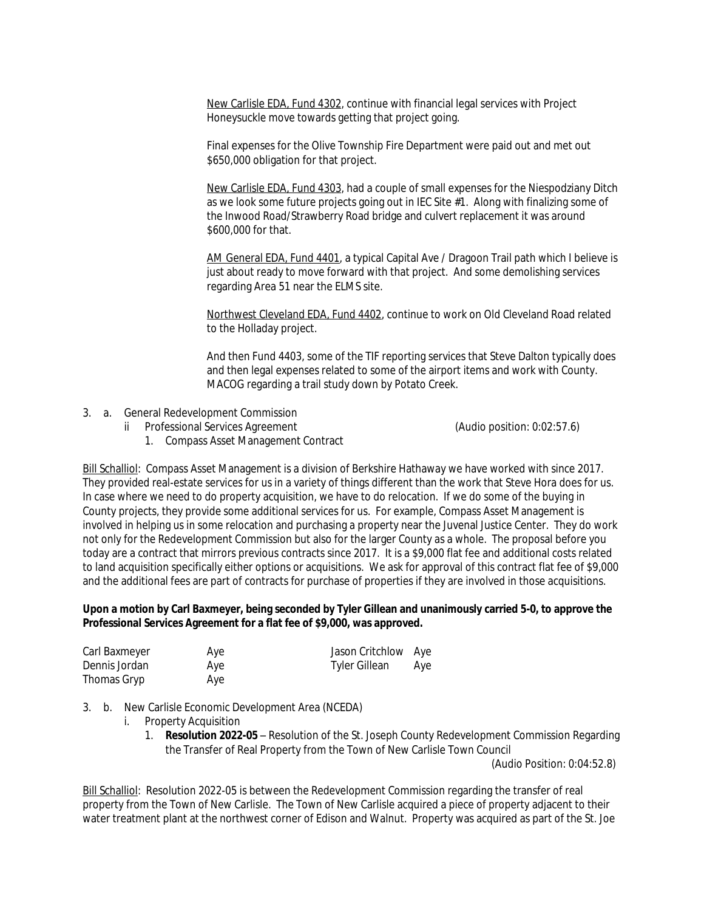New Carlisle EDA, Fund 4302, continue with financial legal services with Project Honeysuckle move towards getting that project going.

Final expenses for the Olive Township Fire Department were paid out and met out $650,000 obligation for that project.

New Carlisle EDA, Fund 4303, had a couple of small expenses for the Niespodziany Ditch as we look some future projects going out in IEC Site #1. Along with finalizing some of the Inwood Road/Strawberry Road bridge and culvert replacement it was around $600,000 for that.

AM General EDA, Fund 4401, a typical Capital Ave / Dragoon Trail path which I believe is just about ready to move forward with that project. And some demolishing services regarding Area 51 near the ELMS site.

Northwest Cleveland EDA, Fund 4402, continue to work on Old Cleveland Road related to the Holladay project.

And then Fund 4403, some of the TIF reporting services that Steve Dalton typically does and then legal expenses related to some of the airport items and work with County. MACOG regarding a trail study down by Potato Creek.

3. a. General Redevelopment Commission
   ii Professional Services Agreement (Audio position: 0:02:57.6)
      1. Compass Asset Management Contract

Bill Schalliol: Compass Asset Management is a division of Berkshire Hathaway we have worked with since 2017. They provided real-estate services for us in a variety of things different than the work that Steve Hora does for us. In case where we need to do property acquisition, we have to do relocation. If we do some of the buying in County projects, they provide some additional services for us. For example, Compass Asset Management is involved in helping us in some relocation and purchasing a property near the Juvenal Justice Center. They do work not only for the Redevelopment Commission but also for the larger County as a whole. The proposal before you today are a contract that mirrors previous contracts since 2017. It is a $9,000 flat fee and additional costs related to land acquisition specifically either options or acquisitions. We ask for approval of this contract flat fee of $9,000 and the additional fees are part of contracts for purchase of properties if they are involved in those acquisitions.

**Upon a motion by Carl Baxmeyer, being seconded by Tyler Gillean and unanimously carried 5-0, to approve the Professional Services Agreement for a flat fee of $9,000, was approved.**

| | | | |
|---|---|---|---|
| Carl Baxmeyer | Aye | Jason Critchlow | Aye |
| Dennis Jordan | Aye | Tyler Gillean | Aye |
| Thomas Gryp | Aye | | |

3. b. New Carlisle Economic Development Area (NCEDA)
   i. Property Acquisition
      1. **Resolution 2022-05** – Resolution of the St. Joseph County Redevelopment Commission Regarding the Transfer of Real Property from the Town of New Carlisle Town Council (Audio Position: 0:04:52.8)

Bill Schalliol: Resolution 2022-05 is between the Redevelopment Commission regarding the transfer of real property from the Town of New Carlisle. The Town of New Carlisle acquired a piece of property adjacent to their water treatment plant at the northwest corner of Edison and Walnut. Property was acquired as part of the St. Joe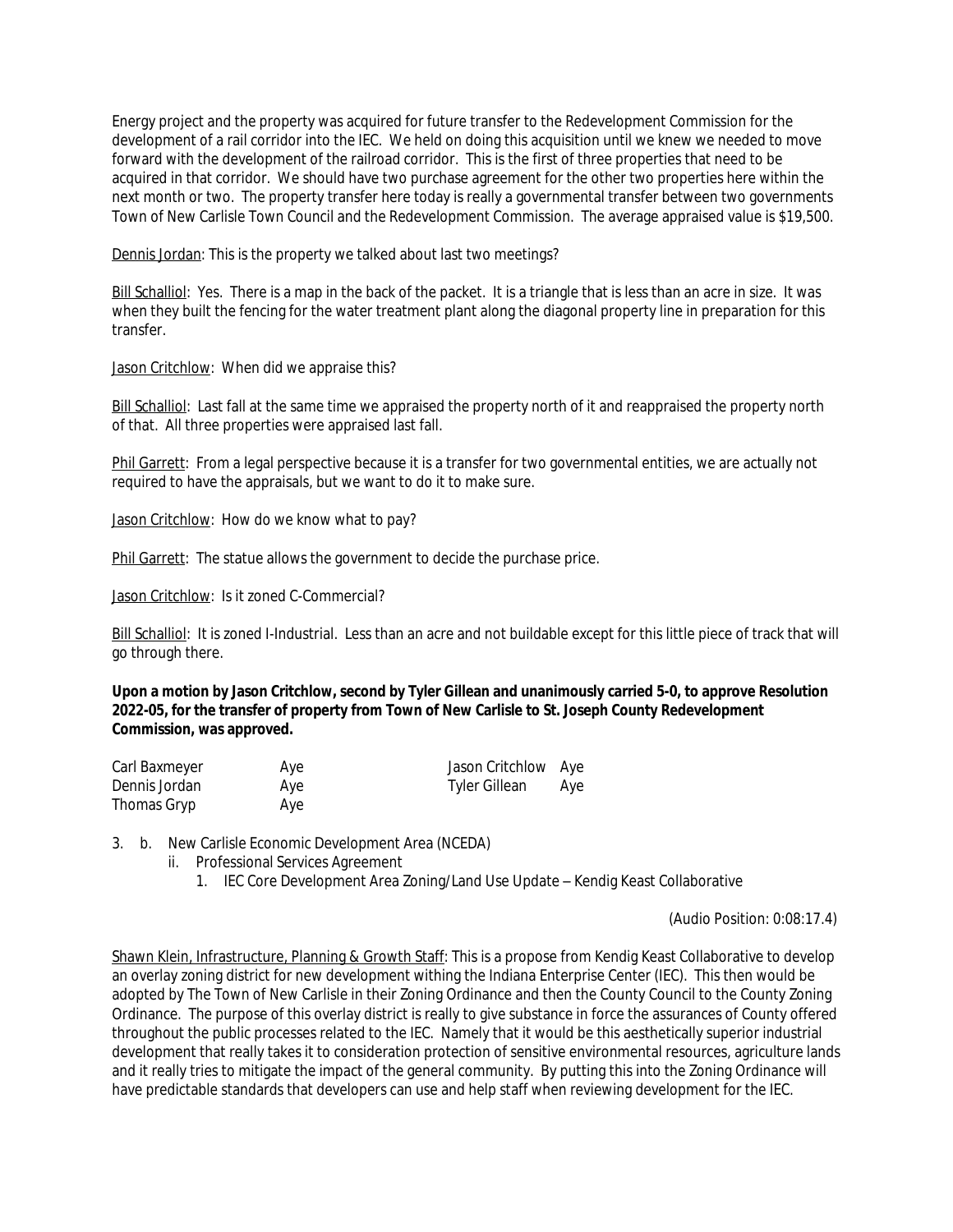Energy project and the property was acquired for future transfer to the Redevelopment Commission for the development of a rail corridor into the IEC. We held on doing this acquisition until we knew we needed to move forward with the development of the railroad corridor. This is the first of three properties that need to be acquired in that corridor. We should have two purchase agreement for the other two properties here within the next month or two. The property transfer here today is really a governmental transfer between two governments Town of New Carlisle Town Council and the Redevelopment Commission. The average appraised value is $19,500.

<u>Dennis Jordan</u>: This is the property we talked about last two meetings?

<u>Bill Schalliol</u>: Yes. There is a map in the back of the packet. It is a triangle that is less than an acre in size. It was when they built the fencing for the water treatment plant along the diagonal property line in preparation for this transfer.

<u>Jason Critchlow</u>: When did we appraise this?

<u>Bill Schalliol</u>: Last fall at the same time we appraised the property north of it and reappraised the property north of that. All three properties were appraised last fall.

<u>Phil Garrett</u>: From a legal perspective because it is a transfer for two governmental entities, we are actually not required to have the appraisals, but we want to do it to make sure.

<u>Jason Critchlow</u>: How do we know what to pay?

<u>Phil Garrett</u>: The statue allows the government to decide the purchase price.

<u>Jason Critchlow</u>: Is it zoned C-Commercial?

<u>Bill Schalliol</u>: It is zoned I-Industrial. Less than an acre and not buildable except for this little piece of track that will go through there.

**Upon a motion by Jason Critchlow, second by Tyler Gillean and unanimously carried 5-0, to approve Resolution 2022-05, for the transfer of property from Town of New Carlisle to St. Joseph County Redevelopment Commission, was approved.**

| | | | |
|---|---|---|---|
| Carl Baxmeyer | Aye | Jason Critchlow | Aye |
| Dennis Jordan | Aye | Tyler Gillean | Aye |
| Thomas Gryp | Aye | | |

3. b. New Carlisle Economic Development Area (NCEDA)
   - ii. Professional Services Agreement
     1. IEC Core Development Area Zoning/Land Use Update – Kendig Keast Collaborative

(Audio Position: 0:08:17.4)

<u>Shawn Klein, Infrastructure, Planning & Growth Staff</u>: This is a propose from Kendig Keast Collaborative to develop an overlay zoning district for new development withing the Indiana Enterprise Center (IEC). This then would be adopted by The Town of New Carlisle in their Zoning Ordinance and then the County Council to the County Zoning Ordinance. The purpose of this overlay district is really to give substance in force the assurances of County offered throughout the public processes related to the IEC. Namely that it would be this aesthetically superior industrial development that really takes it to consideration protection of sensitive environmental resources, agriculture lands and it really tries to mitigate the impact of the general community. By putting this into the Zoning Ordinance will have predictable standards that developers can use and help staff when reviewing development for the IEC.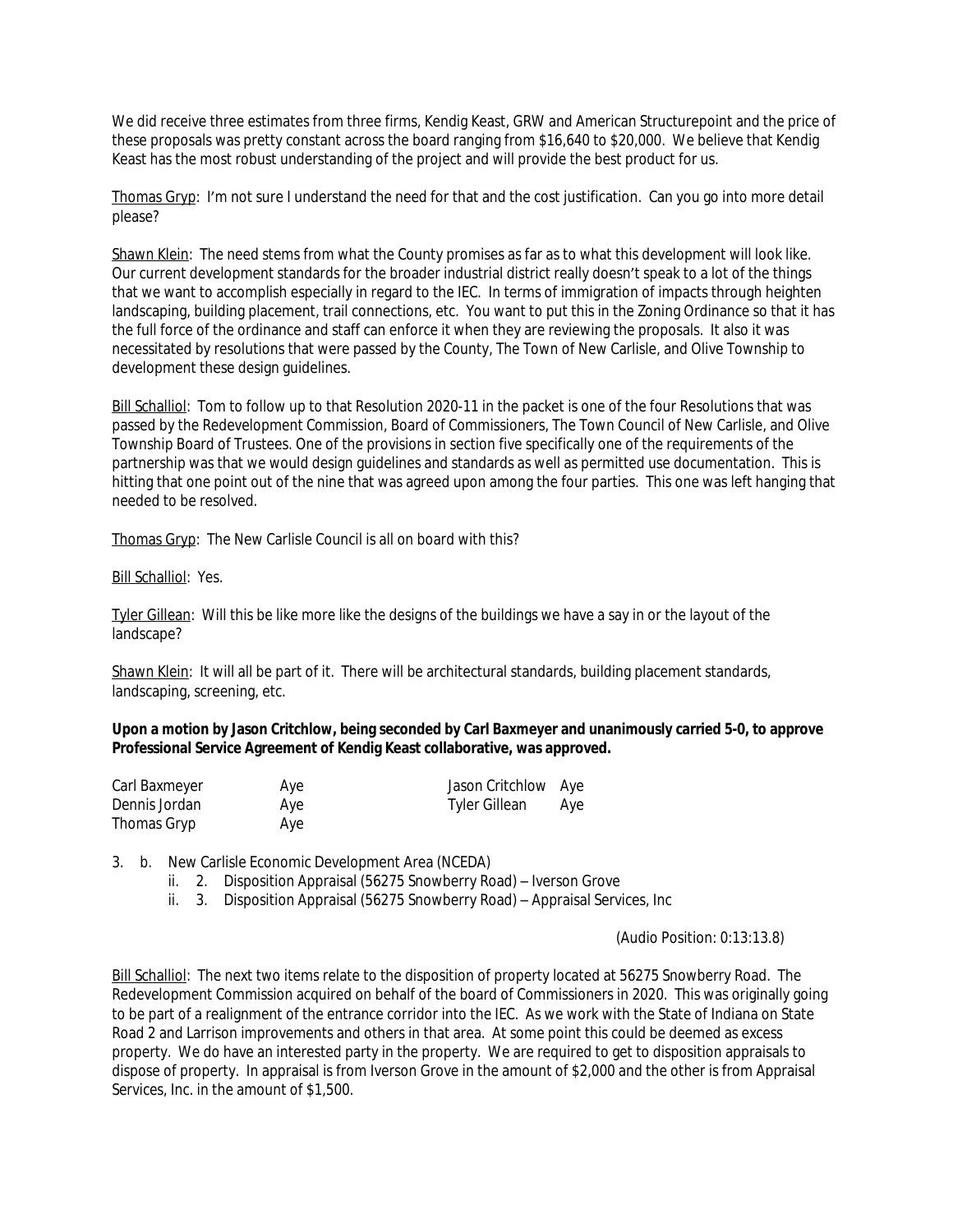We did receive three estimates from three firms, Kendig Keast, GRW and American Structurepoint and the price of these proposals was pretty constant across the board ranging from $16,640 to $20,000. We believe that Kendig Keast has the most robust understanding of the project and will provide the best product for us.

Thomas Gryp: I'm not sure I understand the need for that and the cost justification. Can you go into more detail please?

Shawn Klein: The need stems from what the County promises as far as to what this development will look like. Our current development standards for the broader industrial district really doesn't speak to a lot of the things that we want to accomplish especially in regard to the IEC. In terms of immigration of impacts through heighten landscaping, building placement, trail connections, etc. You want to put this in the Zoning Ordinance so that it has the full force of the ordinance and staff can enforce it when they are reviewing the proposals. It also it was necessitated by resolutions that were passed by the County, The Town of New Carlisle, and Olive Township to development these design guidelines.

Bill Schalliol: Tom to follow up to that Resolution 2020-11 in the packet is one of the four Resolutions that was passed by the Redevelopment Commission, Board of Commissioners, The Town Council of New Carlisle, and Olive Township Board of Trustees. One of the provisions in section five specifically one of the requirements of the partnership was that we would design guidelines and standards as well as permitted use documentation. This is hitting that one point out of the nine that was agreed upon among the four parties. This one was left hanging that needed to be resolved.

Thomas Gryp: The New Carlisle Council is all on board with this?

Bill Schalliol: Yes.

Tyler Gillean: Will this be like more like the designs of the buildings we have a say in or the layout of the landscape?

Shawn Klein: It will all be part of it. There will be architectural standards, building placement standards, landscaping, screening, etc.

**Upon a motion by Jason Critchlow, being seconded by Carl Baxmeyer and unanimously carried 5-0, to approve Professional Service Agreement of Kendig Keast collaborative, was approved.**

| | | | |
|---|---|---|---|
| Carl Baxmeyer | Aye | Jason Critchlow | Aye |
| Dennis Jordan | Aye | Tyler Gillean | Aye |
| Thomas Gryp | Aye | | |

3. b. New Carlisle Economic Development Area (NCEDA)
   - ii. 2. Disposition Appraisal (56275 Snowberry Road) – Iverson Grove
   - ii. 3. Disposition Appraisal (56275 Snowberry Road) – Appraisal Services, Inc

(Audio Position: 0:13:13.8)

Bill Schalliol: The next two items relate to the disposition of property located at 56275 Snowberry Road. The Redevelopment Commission acquired on behalf of the board of Commissioners in 2020. This was originally going to be part of a realignment of the entrance corridor into the IEC. As we work with the State of Indiana on State Road 2 and Larrison improvements and others in that area. At some point this could be deemed as excess property. We do have an interested party in the property. We are required to get to disposition appraisals to dispose of property. In appraisal is from Iverson Grove in the amount of $2,000 and the other is from Appraisal Services, Inc. in the amount of $1,500.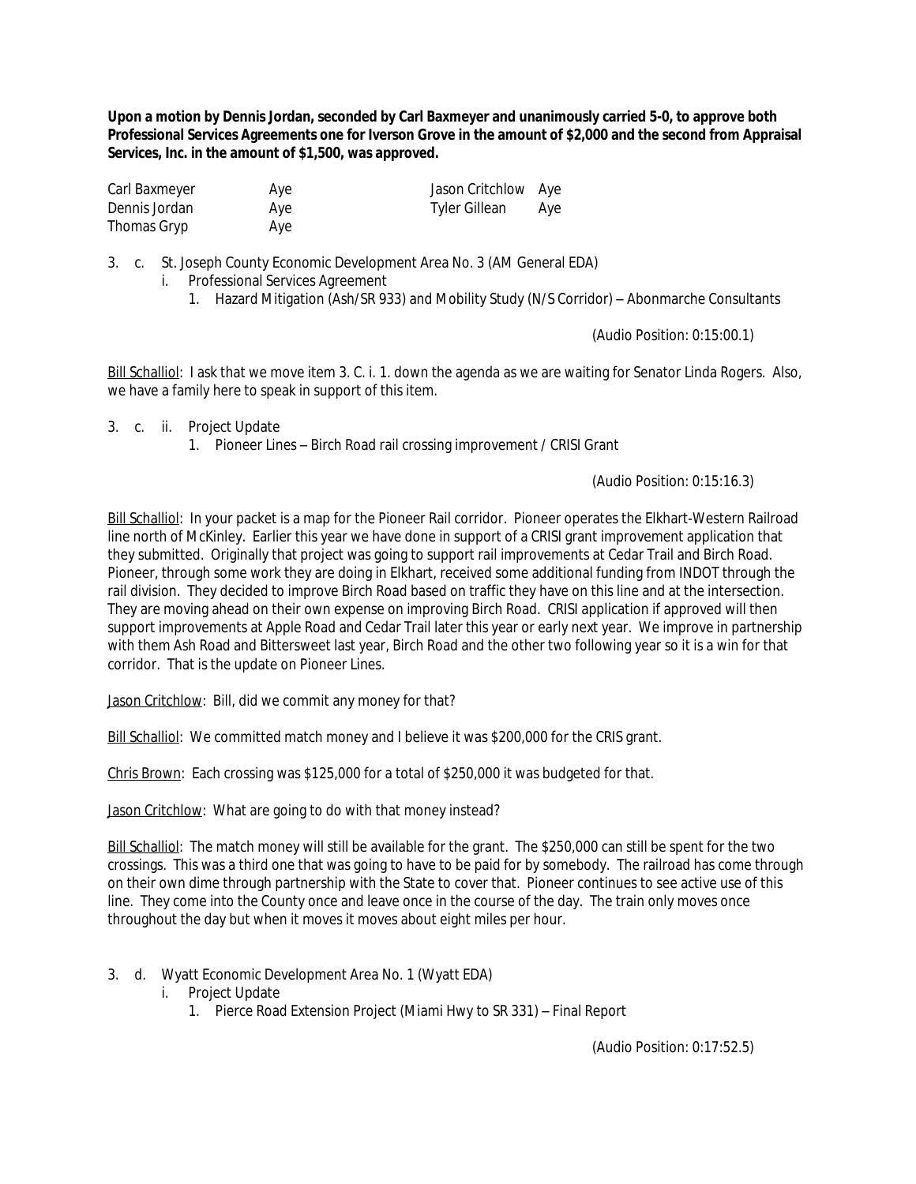**Upon a motion by Dennis Jordan, seconded by Carl Baxmeyer and unanimously carried 5-0, to approve both Professional Services Agreements one for Iverson Grove in the amount of $2,000 and the second from Appraisal Services, Inc. in the amount of $1,500, was approved.**

| | | | |
|---|---|---|---|
| Carl Baxmeyer | Aye | Jason Critchlow | Aye |
| Dennis Jordan | Aye | Tyler Gillean | Aye |
| Thomas Gryp | Aye | | |

3. c. St. Joseph County Economic Development Area No. 3 (AM General EDA)
   - i. Professional Services Agreement
     1. Hazard Mitigation (Ash/SR 933) and Mobility Study (N/S Corridor) – Abonmarche Consultants

(Audio Position: 0:15:00.1)

Bill Schalliol: I ask that we move item 3. C. i. 1. down the agenda as we are waiting for Senator Linda Rogers. Also, we have a family here to speak in support of this item.

3. c. ii. Project Update
   1. Pioneer Lines – Birch Road rail crossing improvement / CRISI Grant

(Audio Position: 0:15:16.3)

Bill Schalliol: In your packet is a map for the Pioneer Rail corridor. Pioneer operates the Elkhart-Western Railroad line north of McKinley. Earlier this year we have done in support of a CRISI grant improvement application that they submitted. Originally that project was going to support rail improvements at Cedar Trail and Birch Road. Pioneer, through some work they are doing in Elkhart, received some additional funding from INDOT through the rail division. They decided to improve Birch Road based on traffic they have on this line and at the intersection. They are moving ahead on their own expense on improving Birch Road. CRISI application if approved will then support improvements at Apple Road and Cedar Trail later this year or early next year. We improve in partnership with them Ash Road and Bittersweet last year, Birch Road and the other two following year so it is a win for that corridor. That is the update on Pioneer Lines.

Jason Critchlow: Bill, did we commit any money for that?

Bill Schalliol: We committed match money and I believe it was $200,000 for the CRIS grant.

Chris Brown: Each crossing was $125,000 for a total of $250,000 it was budgeted for that.

Jason Critchlow: What are going to do with that money instead?

Bill Schalliol: The match money will still be available for the grant. The $250,000 can still be spent for the two crossings. This was a third one that was going to have to be paid for by somebody. The railroad has come through on their own dime through partnership with the State to cover that. Pioneer continues to see active use of this line. They come into the County once and leave once in the course of the day. The train only moves once throughout the day but when it moves it moves about eight miles per hour.

3. d. Wyatt Economic Development Area No. 1 (Wyatt EDA)
   - i. Project Update
     1. Pierce Road Extension Project (Miami Hwy to SR 331) – Final Report

(Audio Position: 0:17:52.5)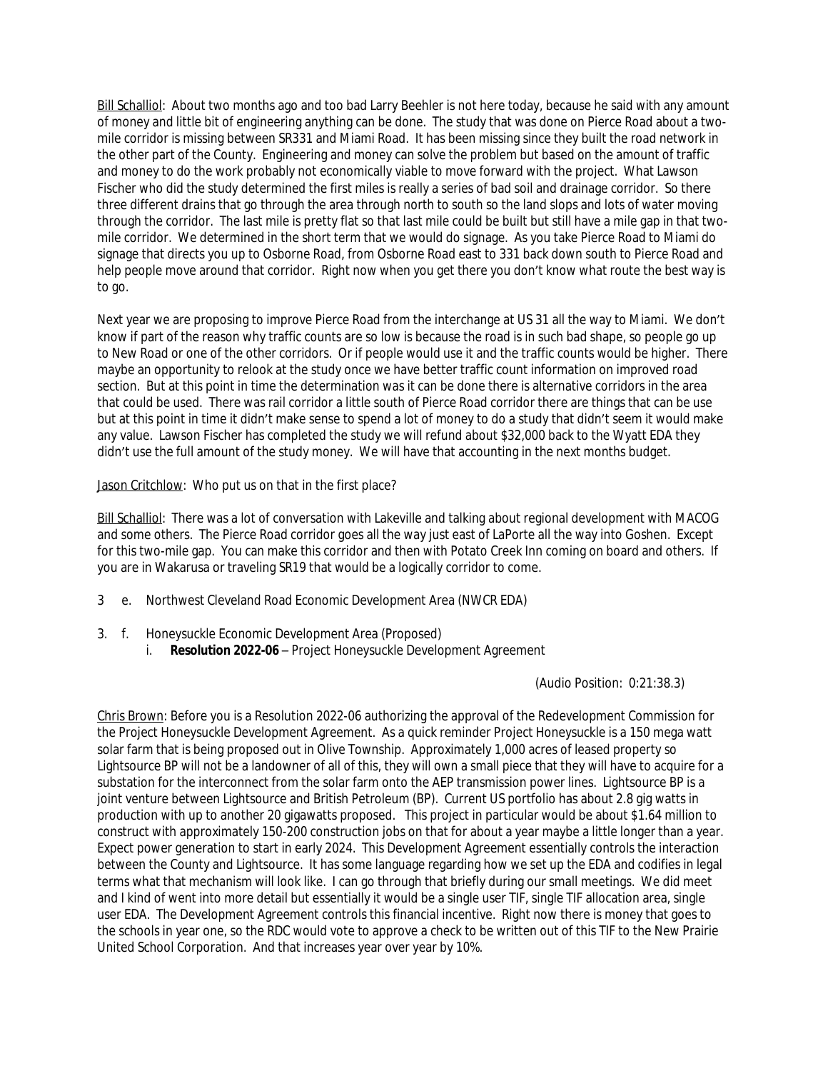Bill Schalliol: About two months ago and too bad Larry Beehler is not here today, because he said with any amount of money and little bit of engineering anything can be done. The study that was done on Pierce Road about a two-mile corridor is missing between SR331 and Miami Road. It has been missing since they built the road network in the other part of the County. Engineering and money can solve the problem but based on the amount of traffic and money to do the work probably not economically viable to move forward with the project. What Lawson Fischer who did the study determined the first miles is really a series of bad soil and drainage corridor. So there three different drains that go through the area through north to south so the land slops and lots of water moving through the corridor. The last mile is pretty flat so that last mile could be built but still have a mile gap in that two-mile corridor. We determined in the short term that we would do signage. As you take Pierce Road to Miami do signage that directs you up to Osborne Road, from Osborne Road east to 331 back down south to Pierce Road and help people move around that corridor. Right now when you get there you don't know what route the best way is to go.

Next year we are proposing to improve Pierce Road from the interchange at US 31 all the way to Miami. We don't know if part of the reason why traffic counts are so low is because the road is in such bad shape, so people go up to New Road or one of the other corridors. Or if people would use it and the traffic counts would be higher. There maybe an opportunity to relook at the study once we have better traffic count information on improved road section. But at this point in time the determination was it can be done there is alternative corridors in the area that could be used. There was rail corridor a little south of Pierce Road corridor there are things that can be use but at this point in time it didn't make sense to spend a lot of money to do a study that didn't seem it would make any value. Lawson Fischer has completed the study we will refund about $32,000 back to the Wyatt EDA they didn't use the full amount of the study money. We will have that accounting in the next months budget.

Jason Critchlow: Who put us on that in the first place?

Bill Schalliol: There was a lot of conversation with Lakeville and talking about regional development with MACOG and some others. The Pierce Road corridor goes all the way just east of LaPorte all the way into Goshen. Except for this two-mile gap. You can make this corridor and then with Potato Creek Inn coming on board and others. If you are in Wakarusa or traveling SR19 that would be a logically corridor to come.

3 e. Northwest Cleveland Road Economic Development Area (NWCR EDA)

3. f. Honeysuckle Economic Development Area (Proposed)
   i. **Resolution 2022-06** – Project Honeysuckle Development Agreement

(Audio Position: 0:21:38.3)

Chris Brown: Before you is a Resolution 2022-06 authorizing the approval of the Redevelopment Commission for the Project Honeysuckle Development Agreement. As a quick reminder Project Honeysuckle is a 150 mega watt solar farm that is being proposed out in Olive Township. Approximately 1,000 acres of leased property so Lightsource BP will not be a landowner of all of this, they will own a small piece that they will have to acquire for a substation for the interconnect from the solar farm onto the AEP transmission power lines. Lightsource BP is a joint venture between Lightsource and British Petroleum (BP). Current US portfolio has about 2.8 gig watts in production with up to another 20 gigawatts proposed. This project in particular would be about $1.64 million to construct with approximately 150-200 construction jobs on that for about a year maybe a little longer than a year. Expect power generation to start in early 2024. This Development Agreement essentially controls the interaction between the County and Lightsource. It has some language regarding how we set up the EDA and codifies in legal terms what that mechanism will look like. I can go through that briefly during our small meetings. We did meet and I kind of went into more detail but essentially it would be a single user TIF, single TIF allocation area, single user EDA. The Development Agreement controls this financial incentive. Right now there is money that goes to the schools in year one, so the RDC would vote to approve a check to be written out of this TIF to the New Prairie United School Corporation. And that increases year over year by 10%.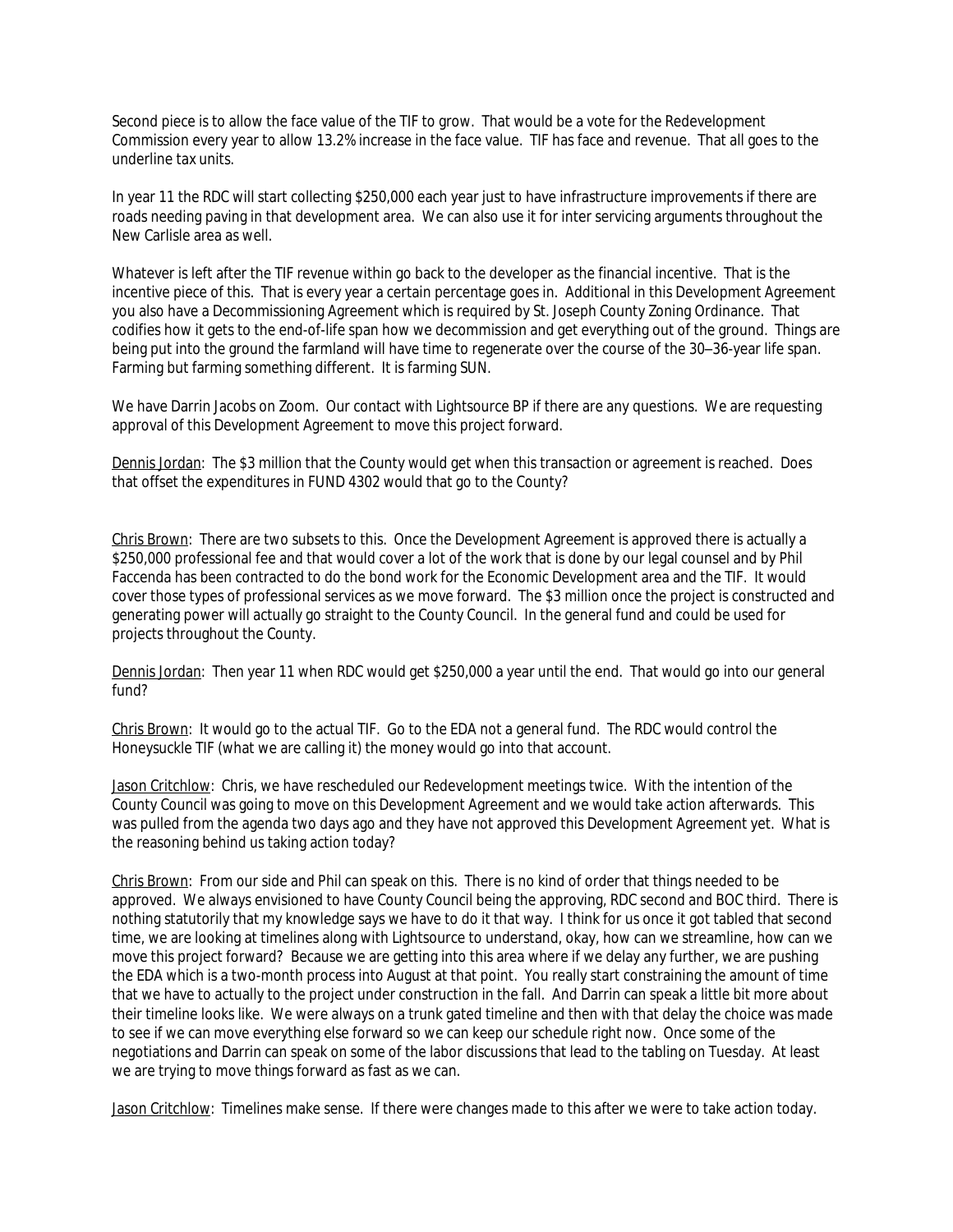Second piece is to allow the face value of the TIF to grow. That would be a vote for the Redevelopment Commission every year to allow 13.2% increase in the face value. TIF has face and revenue. That all goes to the underline tax units.

In year 11 the RDC will start collecting $250,000 each year just to have infrastructure improvements if there are roads needing paving in that development area. We can also use it for inter servicing arguments throughout the New Carlisle area as well.

Whatever is left after the TIF revenue within go back to the developer as the financial incentive. That is the incentive piece of this. That is every year a certain percentage goes in. Additional in this Development Agreement you also have a Decommissioning Agreement which is required by St. Joseph County Zoning Ordinance. That codifies how it gets to the end-of-life span how we decommission and get everything out of the ground. Things are being put into the ground the farmland will have time to regenerate over the course of the 30–36-year life span. Farming but farming something different. It is farming SUN.

We have Darrin Jacobs on Zoom. Our contact with Lightsource BP if there are any questions. We are requesting approval of this Development Agreement to move this project forward.

<u>Dennis Jordan</u>: The $3 million that the County would get when this transaction or agreement is reached. Does that offset the expenditures in FUND 4302 would that go to the County?

<u>Chris Brown</u>: There are two subsets to this. Once the Development Agreement is approved there is actually a $250,000 professional fee and that would cover a lot of the work that is done by our legal counsel and by Phil Faccenda has been contracted to do the bond work for the Economic Development area and the TIF. It would cover those types of professional services as we move forward. The $3 million once the project is constructed and generating power will actually go straight to the County Council. In the general fund and could be used for projects throughout the County.

<u>Dennis Jordan</u>: Then year 11 when RDC would get $250,000 a year until the end. That would go into our general fund?

<u>Chris Brown</u>: It would go to the actual TIF. Go to the EDA not a general fund. The RDC would control the Honeysuckle TIF (what we are calling it) the money would go into that account.

<u>Jason Critchlow</u>: Chris, we have rescheduled our Redevelopment meetings twice. With the intention of the County Council was going to move on this Development Agreement and we would take action afterwards. This was pulled from the agenda two days ago and they have not approved this Development Agreement yet. What is the reasoning behind us taking action today?

<u>Chris Brown</u>: From our side and Phil can speak on this. There is no kind of order that things needed to be approved. We always envisioned to have County Council being the approving, RDC second and BOC third. There is nothing statutorily that my knowledge says we have to do it that way. I think for us once it got tabled that second time, we are looking at timelines along with Lightsource to understand, okay, how can we streamline, how can we move this project forward? Because we are getting into this area where if we delay any further, we are pushing the EDA which is a two-month process into August at that point. You really start constraining the amount of time that we have to actually to the project under construction in the fall. And Darrin can speak a little bit more about their timeline looks like. We were always on a trunk gated timeline and then with that delay the choice was made to see if we can move everything else forward so we can keep our schedule right now. Once some of the negotiations and Darrin can speak on some of the labor discussions that lead to the tabling on Tuesday. At least we are trying to move things forward as fast as we can.

<u>Jason Critchlow</u>: Timelines make sense. If there were changes made to this after we were to take action today.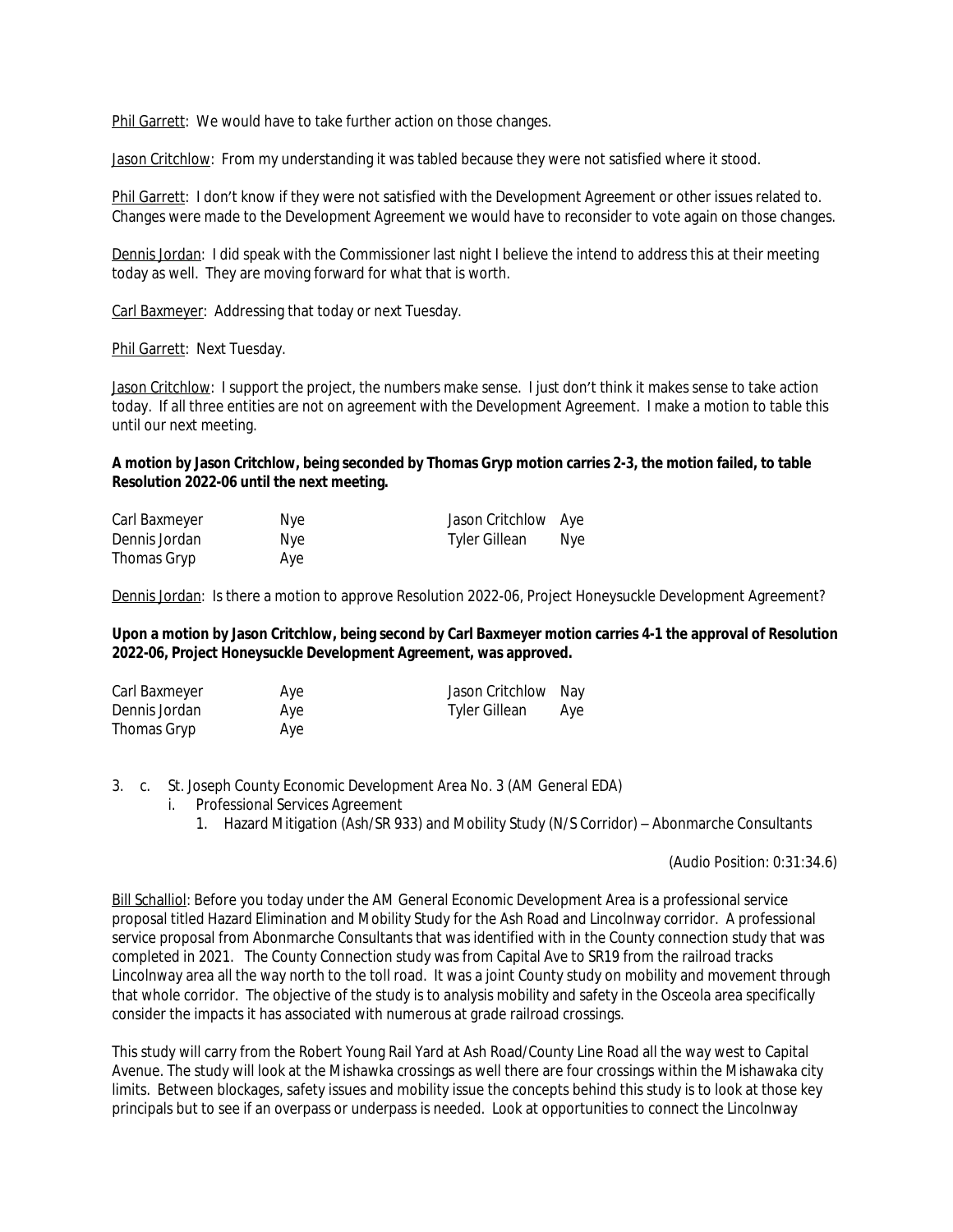Phil Garrett: We would have to take further action on those changes.

Jason Critchlow: From my understanding it was tabled because they were not satisfied where it stood.

Phil Garrett: I don't know if they were not satisfied with the Development Agreement or other issues related to. Changes were made to the Development Agreement we would have to reconsider to vote again on those changes.

Dennis Jordan: I did speak with the Commissioner last night I believe the intend to address this at their meeting today as well. They are moving forward for what that is worth.

Carl Baxmeyer: Addressing that today or next Tuesday.

Phil Garrett: Next Tuesday.

Jason Critchlow: I support the project, the numbers make sense. I just don't think it makes sense to take action today. If all three entities are not on agreement with the Development Agreement. I make a motion to table this until our next meeting.

**A motion by Jason Critchlow, being seconded by Thomas Gryp motion carries 2-3, the motion failed, to table Resolution 2022-06 until the next meeting.**

| | | | |
|---|---|---|---|
| Carl Baxmeyer | Nye | Jason Critchlow | Aye |
| Dennis Jordan | Nye | Tyler Gillean | Nye |
| Thomas Gryp | Aye | | |

Dennis Jordan: Is there a motion to approve Resolution 2022-06, Project Honeysuckle Development Agreement?

**Upon a motion by Jason Critchlow, being second by Carl Baxmeyer motion carries 4-1 the approval of Resolution 2022-06, Project Honeysuckle Development Agreement, was approved.**

| | | | |
|---|---|---|---|
| Carl Baxmeyer | Aye | Jason Critchlow | Nay |
| Dennis Jordan | Aye | Tyler Gillean | Aye |
| Thomas Gryp | Aye | | |

3. c. St. Joseph County Economic Development Area No. 3 (AM General EDA)
   i. Professional Services Agreement
      1. Hazard Mitigation (Ash/SR 933) and Mobility Study (N/S Corridor) – Abonmarche Consultants

(Audio Position: 0:31:34.6)

Bill Schalliol: Before you today under the AM General Economic Development Area is a professional service proposal titled Hazard Elimination and Mobility Study for the Ash Road and Lincolnway corridor. A professional service proposal from Abonmarche Consultants that was identified with in the County connection study that was completed in 2021. The County Connection study was from Capital Ave to SR19 from the railroad tracks Lincolnway area all the way north to the toll road. It was a joint County study on mobility and movement through that whole corridor. The objective of the study is to analysis mobility and safety in the Osceola area specifically consider the impacts it has associated with numerous at grade railroad crossings.

This study will carry from the Robert Young Rail Yard at Ash Road/County Line Road all the way west to Capital Avenue. The study will look at the Mishawka crossings as well there are four crossings within the Mishawaka city limits. Between blockages, safety issues and mobility issue the concepts behind this study is to look at those key principals but to see if an overpass or underpass is needed. Look at opportunities to connect the Lincolnway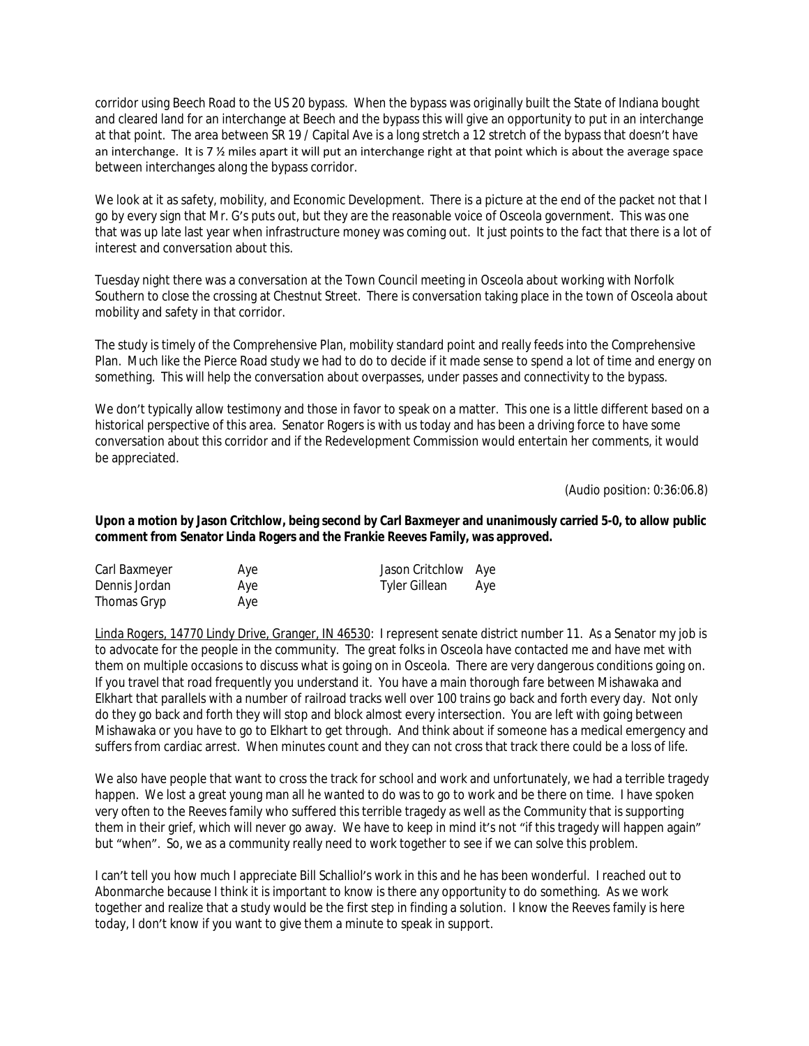corridor using Beech Road to the US 20 bypass. When the bypass was originally built the State of Indiana bought and cleared land for an interchange at Beech and the bypass this will give an opportunity to put in an interchange at that point. The area between SR 19 / Capital Ave is a long stretch a 12 stretch of the bypass that doesn't have an interchange. It is 7 ½ miles apart it will put an interchange right at that point which is about the average space between interchanges along the bypass corridor.

We look at it as safety, mobility, and Economic Development. There is a picture at the end of the packet not that I go by every sign that Mr. G's puts out, but they are the reasonable voice of Osceola government. This was one that was up late last year when infrastructure money was coming out. It just points to the fact that there is a lot of interest and conversation about this.

Tuesday night there was a conversation at the Town Council meeting in Osceola about working with Norfolk Southern to close the crossing at Chestnut Street. There is conversation taking place in the town of Osceola about mobility and safety in that corridor.

The study is timely of the Comprehensive Plan, mobility standard point and really feeds into the Comprehensive Plan. Much like the Pierce Road study we had to do to decide if it made sense to spend a lot of time and energy on something. This will help the conversation about overpasses, under passes and connectivity to the bypass.

We don't typically allow testimony and those in favor to speak on a matter. This one is a little different based on a historical perspective of this area. Senator Rogers is with us today and has been a driving force to have some conversation about this corridor and if the Redevelopment Commission would entertain her comments, it would be appreciated.

(Audio position: 0:36:06.8)

**Upon a motion by Jason Critchlow, being second by Carl Baxmeyer and unanimously carried 5-0, to allow public comment from Senator Linda Rogers and the Frankie Reeves Family, was approved.**

| | | | |
|---|---|---|---|
| Carl Baxmeyer | Aye | Jason Critchlow | Aye |
| Dennis Jordan | Aye | Tyler Gillean | Aye |
| Thomas Gryp | Aye | | |

Linda Rogers, 14770 Lindy Drive, Granger, IN 46530: I represent senate district number 11. As a Senator my job is to advocate for the people in the community. The great folks in Osceola have contacted me and have met with them on multiple occasions to discuss what is going on in Osceola. There are very dangerous conditions going on. If you travel that road frequently you understand it. You have a main thorough fare between Mishawaka and Elkhart that parallels with a number of railroad tracks well over 100 trains go back and forth every day. Not only do they go back and forth they will stop and block almost every intersection. You are left with going between Mishawaka or you have to go to Elkhart to get through. And think about if someone has a medical emergency and suffers from cardiac arrest. When minutes count and they can not cross that track there could be a loss of life.

We also have people that want to cross the track for school and work and unfortunately, we had a terrible tragedy happen. We lost a great young man all he wanted to do was to go to work and be there on time. I have spoken very often to the Reeves family who suffered this terrible tragedy as well as the Community that is supporting them in their grief, which will never go away. We have to keep in mind it's not "if this tragedy will happen again" but "when". So, we as a community really need to work together to see if we can solve this problem.

I can't tell you how much I appreciate Bill Schalliol's work in this and he has been wonderful. I reached out to Abonmarche because I think it is important to know is there any opportunity to do something. As we work together and realize that a study would be the first step in finding a solution. I know the Reeves family is here today, I don't know if you want to give them a minute to speak in support.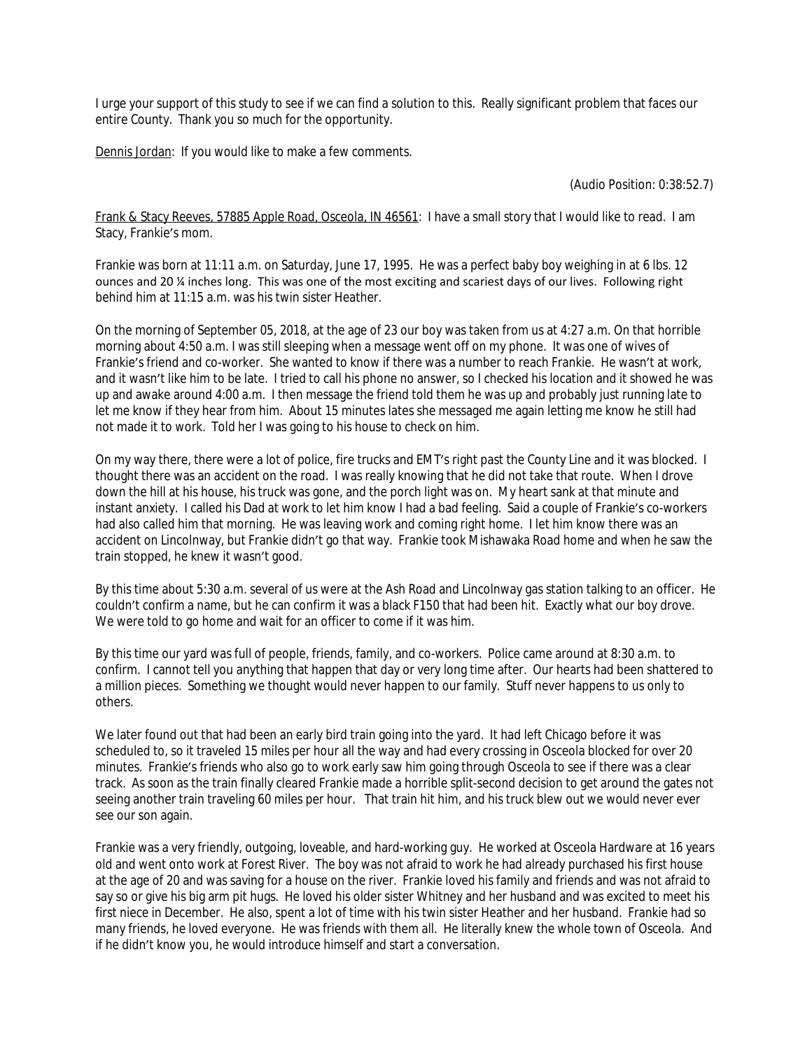I urge your support of this study to see if we can find a solution to this. Really significant problem that faces our entire County. Thank you so much for the opportunity.

Dennis Jordan: If you would like to make a few comments.

(Audio Position: 0:38:52.7)

Frank & Stacy Reeves, 57885 Apple Road, Osceola, IN 46561: I have a small story that I would like to read. I am Stacy, Frankie's mom.

Frankie was born at 11:11 a.m. on Saturday, June 17, 1995. He was a perfect baby boy weighing in at 6 lbs. 12 ounces and 20 ¼ inches long. This was one of the most exciting and scariest days of our lives. Following right behind him at 11:15 a.m. was his twin sister Heather.

On the morning of September 05, 2018, at the age of 23 our boy was taken from us at 4:27 a.m. On that horrible morning about 4:50 a.m. I was still sleeping when a message went off on my phone. It was one of wives of Frankie's friend and co-worker. She wanted to know if there was a number to reach Frankie. He wasn't at work, and it wasn't like him to be late. I tried to call his phone no answer, so I checked his location and it showed he was up and awake around 4:00 a.m. I then message the friend told them he was up and probably just running late to let me know if they hear from him. About 15 minutes lates she messaged me again letting me know he still had not made it to work. Told her I was going to his house to check on him.

On my way there, there were a lot of police, fire trucks and EMT's right past the County Line and it was blocked. I thought there was an accident on the road. I was really knowing that he did not take that route. When I drove down the hill at his house, his truck was gone, and the porch light was on. My heart sank at that minute and instant anxiety. I called his Dad at work to let him know I had a bad feeling. Said a couple of Frankie's co-workers had also called him that morning. He was leaving work and coming right home. I let him know there was an accident on Lincolnway, but Frankie didn't go that way. Frankie took Mishawaka Road home and when he saw the train stopped, he knew it wasn't good.

By this time about 5:30 a.m. several of us were at the Ash Road and Lincolnway gas station talking to an officer. He couldn't confirm a name, but he can confirm it was a black F150 that had been hit. Exactly what our boy drove. We were told to go home and wait for an officer to come if it was him.

By this time our yard was full of people, friends, family, and co-workers. Police came around at 8:30 a.m. to confirm. I cannot tell you anything that happen that day or very long time after. Our hearts had been shattered to a million pieces. Something we thought would never happen to our family. Stuff never happens to us only to others.

We later found out that had been an early bird train going into the yard. It had left Chicago before it was scheduled to, so it traveled 15 miles per hour all the way and had every crossing in Osceola blocked for over 20 minutes. Frankie's friends who also go to work early saw him going through Osceola to see if there was a clear track. As soon as the train finally cleared Frankie made a horrible split-second decision to get around the gates not seeing another train traveling 60 miles per hour. That train hit him, and his truck blew out we would never ever see our son again.

Frankie was a very friendly, outgoing, loveable, and hard-working guy. He worked at Osceola Hardware at 16 years old and went onto work at Forest River. The boy was not afraid to work he had already purchased his first house at the age of 20 and was saving for a house on the river. Frankie loved his family and friends and was not afraid to say so or give his big arm pit hugs. He loved his older sister Whitney and her husband and was excited to meet his first niece in December. He also, spent a lot of time with his twin sister Heather and her husband. Frankie had so many friends, he loved everyone. He was friends with them all. He literally knew the whole town of Osceola. And if he didn't know you, he would introduce himself and start a conversation.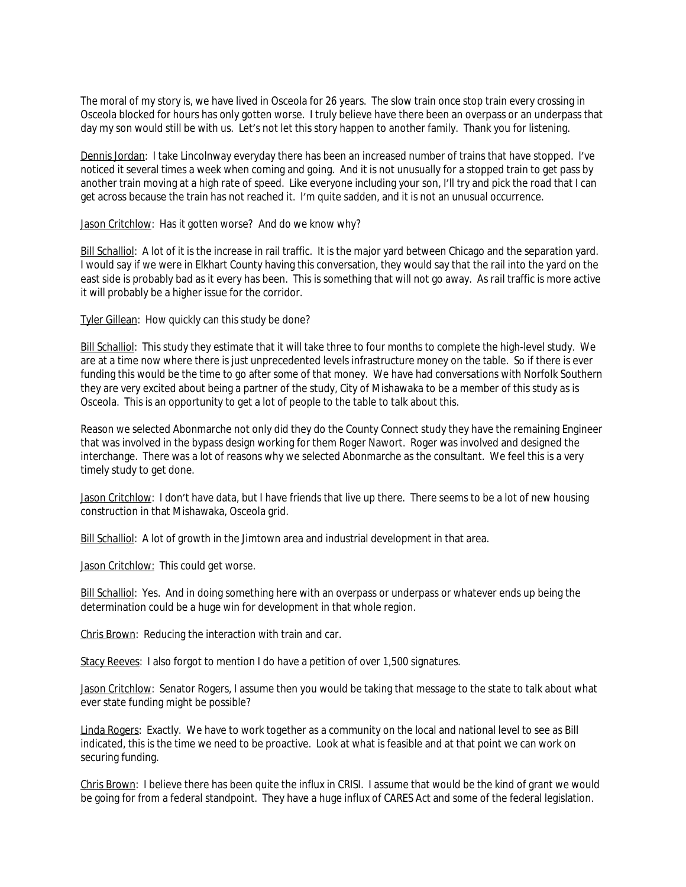The moral of my story is, we have lived in Osceola for 26 years. The slow train once stop train every crossing in Osceola blocked for hours has only gotten worse. I truly believe have there been an overpass or an underpass that day my son would still be with us. Let's not let this story happen to another family. Thank you for listening.

Dennis Jordan: I take Lincolnway everyday there has been an increased number of trains that have stopped. I've noticed it several times a week when coming and going. And it is not unusually for a stopped train to get pass by another train moving at a high rate of speed. Like everyone including your son, I'll try and pick the road that I can get across because the train has not reached it. I'm quite sadden, and it is not an unusual occurrence.

Jason Critchlow: Has it gotten worse? And do we know why?

Bill Schalliol: A lot of it is the increase in rail traffic. It is the major yard between Chicago and the separation yard. I would say if we were in Elkhart County having this conversation, they would say that the rail into the yard on the east side is probably bad as it every has been. This is something that will not go away. As rail traffic is more active it will probably be a higher issue for the corridor.

Tyler Gillean: How quickly can this study be done?

Bill Schalliol: This study they estimate that it will take three to four months to complete the high-level study. We are at a time now where there is just unprecedented levels infrastructure money on the table. So if there is ever funding this would be the time to go after some of that money. We have had conversations with Norfolk Southern they are very excited about being a partner of the study, City of Mishawaka to be a member of this study as is Osceola. This is an opportunity to get a lot of people to the table to talk about this.

Reason we selected Abonmarche not only did they do the County Connect study they have the remaining Engineer that was involved in the bypass design working for them Roger Nawort. Roger was involved and designed the interchange. There was a lot of reasons why we selected Abonmarche as the consultant. We feel this is a very timely study to get done.

Jason Critchlow: I don't have data, but I have friends that live up there. There seems to be a lot of new housing construction in that Mishawaka, Osceola grid.

Bill Schalliol: A lot of growth in the Jimtown area and industrial development in that area.

Jason Critchlow: This could get worse.

Bill Schalliol: Yes. And in doing something here with an overpass or underpass or whatever ends up being the determination could be a huge win for development in that whole region.

Chris Brown: Reducing the interaction with train and car.

Stacy Reeves: I also forgot to mention I do have a petition of over 1,500 signatures.

Jason Critchlow: Senator Rogers, I assume then you would be taking that message to the state to talk about what ever state funding might be possible?

Linda Rogers: Exactly. We have to work together as a community on the local and national level to see as Bill indicated, this is the time we need to be proactive. Look at what is feasible and at that point we can work on securing funding.

Chris Brown: I believe there has been quite the influx in CRISI. I assume that would be the kind of grant we would be going for from a federal standpoint. They have a huge influx of CARES Act and some of the federal legislation.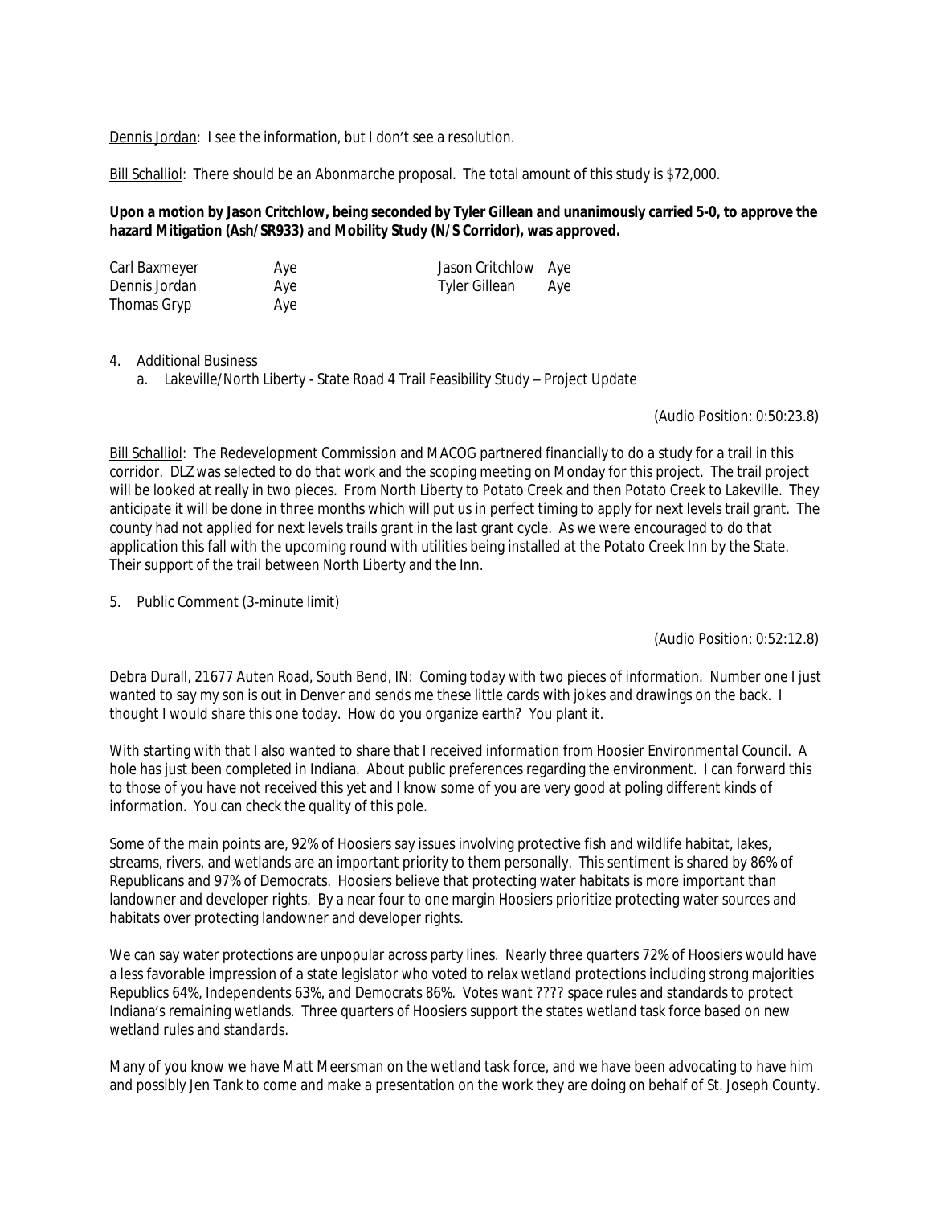Dennis Jordan: I see the information, but I don't see a resolution.

Bill Schalliol: There should be an Abonmarche proposal. The total amount of this study is $72,000.

**Upon a motion by Jason Critchlow, being seconded by Tyler Gillean and unanimously carried 5-0, to approve the hazard Mitigation (Ash/SR933) and Mobility Study (N/S Corridor), was approved.**

| | | | |
|---|---|---|---|
| Carl Baxmeyer | Aye | Jason Critchlow | Aye |
| Dennis Jordan | Aye | Tyler Gillean | Aye |
| Thomas Gryp | Aye | | |

4. Additional Business
   a. Lakeville/North Liberty - State Road 4 Trail Feasibility Study – Project Update

(Audio Position: 0:50:23.8)

Bill Schalliol: The Redevelopment Commission and MACOG partnered financially to do a study for a trail in this corridor. DLZ was selected to do that work and the scoping meeting on Monday for this project. The trail project will be looked at really in two pieces. From North Liberty to Potato Creek and then Potato Creek to Lakeville. They anticipate it will be done in three months which will put us in perfect timing to apply for next levels trail grant. The county had not applied for next levels trails grant in the last grant cycle. As we were encouraged to do that application this fall with the upcoming round with utilities being installed at the Potato Creek Inn by the State. Their support of the trail between North Liberty and the Inn.

5. Public Comment (3-minute limit)

(Audio Position: 0:52:12.8)

Debra Durall, 21677 Auten Road, South Bend, IN: Coming today with two pieces of information. Number one I just wanted to say my son is out in Denver and sends me these little cards with jokes and drawings on the back. I thought I would share this one today. How do you organize earth? You plant it.

With starting with that I also wanted to share that I received information from Hoosier Environmental Council. A hole has just been completed in Indiana. About public preferences regarding the environment. I can forward this to those of you have not received this yet and I know some of you are very good at poling different kinds of information. You can check the quality of this pole.

Some of the main points are, 92% of Hoosiers say issues involving protective fish and wildlife habitat, lakes, streams, rivers, and wetlands are an important priority to them personally. This sentiment is shared by 86% of Republicans and 97% of Democrats. Hoosiers believe that protecting water habitats is more important than landowner and developer rights. By a near four to one margin Hoosiers prioritize protecting water sources and habitats over protecting landowner and developer rights.

We can say water protections are unpopular across party lines. Nearly three quarters 72% of Hoosiers would have a less favorable impression of a state legislator who voted to relax wetland protections including strong majorities Republics 64%, Independents 63%, and Democrats 86%. Votes want ???? space rules and standards to protect Indiana's remaining wetlands. Three quarters of Hoosiers support the states wetland task force based on new wetland rules and standards.

Many of you know we have Matt Meersman on the wetland task force, and we have been advocating to have him and possibly Jen Tank to come and make a presentation on the work they are doing on behalf of St. Joseph County.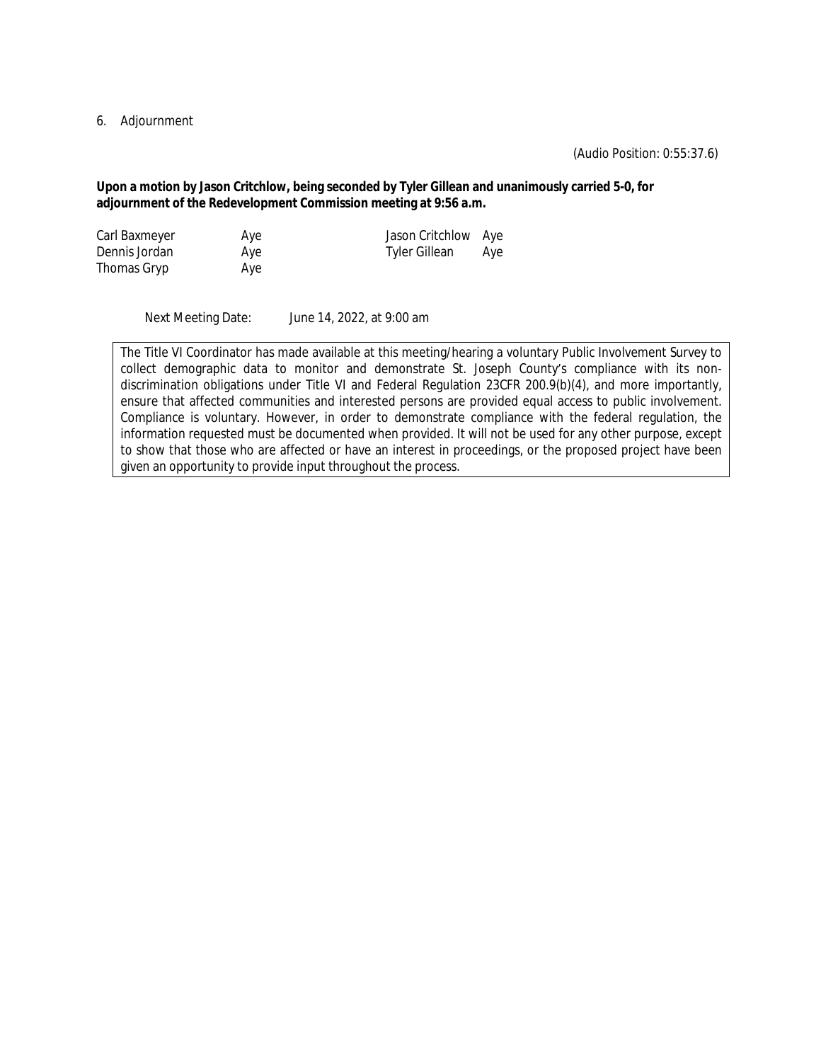6. Adjournment

(Audio Position: 0:55:37.6)

**Upon a motion by Jason Critchlow, being seconded by Tyler Gillean and unanimously carried 5-0, for adjournment of the Redevelopment Commission meeting at 9:56 a.m.**

| | | | |
|---|---|---|---|
| Carl Baxmeyer | Aye | Jason Critchlow | Aye |
| Dennis Jordan | Aye | Tyler Gillean | Aye |
| Thomas Gryp | Aye | | |

Next Meeting Date: June 14, 2022, at 9:00 am

The Title VI Coordinator has made available at this meeting/hearing a voluntary Public Involvement Survey to collect demographic data to monitor and demonstrate St. Joseph County's compliance with its non-discrimination obligations under Title VI and Federal Regulation 23CFR 200.9(b)(4), and more importantly, ensure that affected communities and interested persons are provided equal access to public involvement. Compliance is voluntary. However, in order to demonstrate compliance with the federal regulation, the information requested must be documented when provided. It will not be used for any other purpose, except to show that those who are affected or have an interest in proceedings, or the proposed project have been given an opportunity to provide input throughout the process.